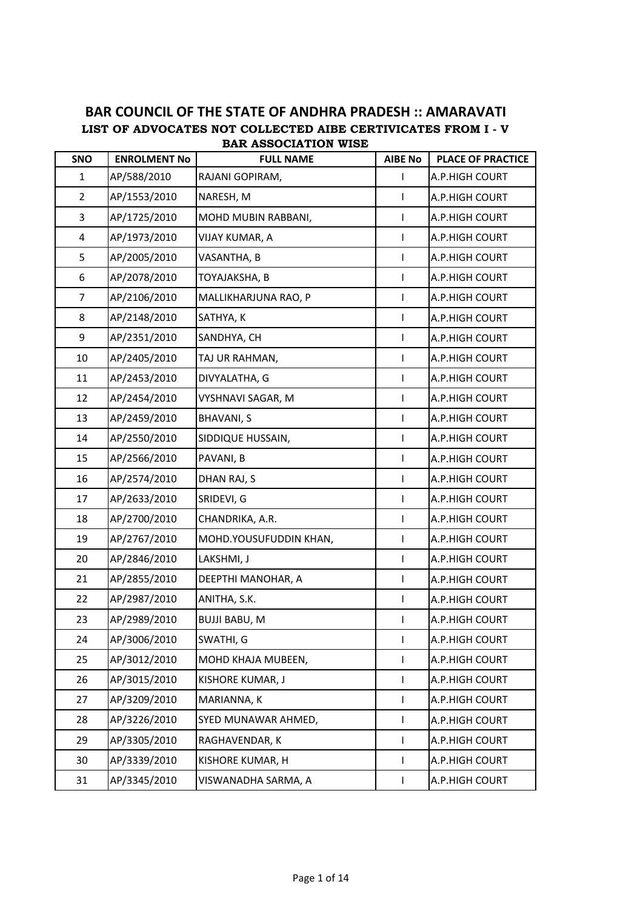# BAR COUNCIL OF THE STATE OF ANDHRA PRADESH :: AMARAVATI

**LIST OF ADVOCATES NOT COLLECTED AIBE CERTIVICATES FROM I - V**

**BAR ASSOCIATION WISE**

| SNO | ENROLMENT No | FULL NAME | AIBE No | PLACE OF PRACTICE |
|---|---|---|---|---|
| 1 | AP/588/2010 | RAJANI GOPIRAM, | I | A.P.HIGH COURT |
| 2 | AP/1553/2010 | NARESH, M | I | A.P.HIGH COURT |
| 3 | AP/1725/2010 | MOHD MUBIN RABBANI, | I | A.P.HIGH COURT |
| 4 | AP/1973/2010 | VIJAY KUMAR, A | I | A.P.HIGH COURT |
| 5 | AP/2005/2010 | VASANTHA, B | I | A.P.HIGH COURT |
| 6 | AP/2078/2010 | TOYAJAKSHA, B | I | A.P.HIGH COURT |
| 7 | AP/2106/2010 | MALLIKHARJUNA RAO, P | I | A.P.HIGH COURT |
| 8 | AP/2148/2010 | SATHYA, K | I | A.P.HIGH COURT |
| 9 | AP/2351/2010 | SANDHYA, CH | I | A.P.HIGH COURT |
| 10 | AP/2405/2010 | TAJ UR RAHMAN, | I | A.P.HIGH COURT |
| 11 | AP/2453/2010 | DIVYALATHA, G | I | A.P.HIGH COURT |
| 12 | AP/2454/2010 | VYSHNAVI SAGAR, M | I | A.P.HIGH COURT |
| 13 | AP/2459/2010 | BHAVANI, S | I | A.P.HIGH COURT |
| 14 | AP/2550/2010 | SIDDIQUE HUSSAIN, | I | A.P.HIGH COURT |
| 15 | AP/2566/2010 | PAVANI, B | I | A.P.HIGH COURT |
| 16 | AP/2574/2010 | DHAN RAJ, S | I | A.P.HIGH COURT |
| 17 | AP/2633/2010 | SRIDEVI, G | I | A.P.HIGH COURT |
| 18 | AP/2700/2010 | CHANDRIKA, A.R. | I | A.P.HIGH COURT |
| 19 | AP/2767/2010 | MOHD.YOUSUFUDDIN KHAN, | I | A.P.HIGH COURT |
| 20 | AP/2846/2010 | LAKSHMI, J | I | A.P.HIGH COURT |
| 21 | AP/2855/2010 | DEEPTHI MANOHAR, A | I | A.P.HIGH COURT |
| 22 | AP/2987/2010 | ANITHA, S.K. | I | A.P.HIGH COURT |
| 23 | AP/2989/2010 | BUJJI BABU, M | I | A.P.HIGH COURT |
| 24 | AP/3006/2010 | SWATHI, G | I | A.P.HIGH COURT |
| 25 | AP/3012/2010 | MOHD KHAJA MUBEEN, | I | A.P.HIGH COURT |
| 26 | AP/3015/2010 | KISHORE KUMAR, J | I | A.P.HIGH COURT |
| 27 | AP/3209/2010 | MARIANNA, K | I | A.P.HIGH COURT |
| 28 | AP/3226/2010 | SYED MUNAWAR AHMED, | I | A.P.HIGH COURT |
| 29 | AP/3305/2010 | RAGHAVENDAR, K | I | A.P.HIGH COURT |
| 30 | AP/3339/2010 | KISHORE KUMAR, H | I | A.P.HIGH COURT |
| 31 | AP/3345/2010 | VISWANADHA SARMA, A | I | A.P.HIGH COURT |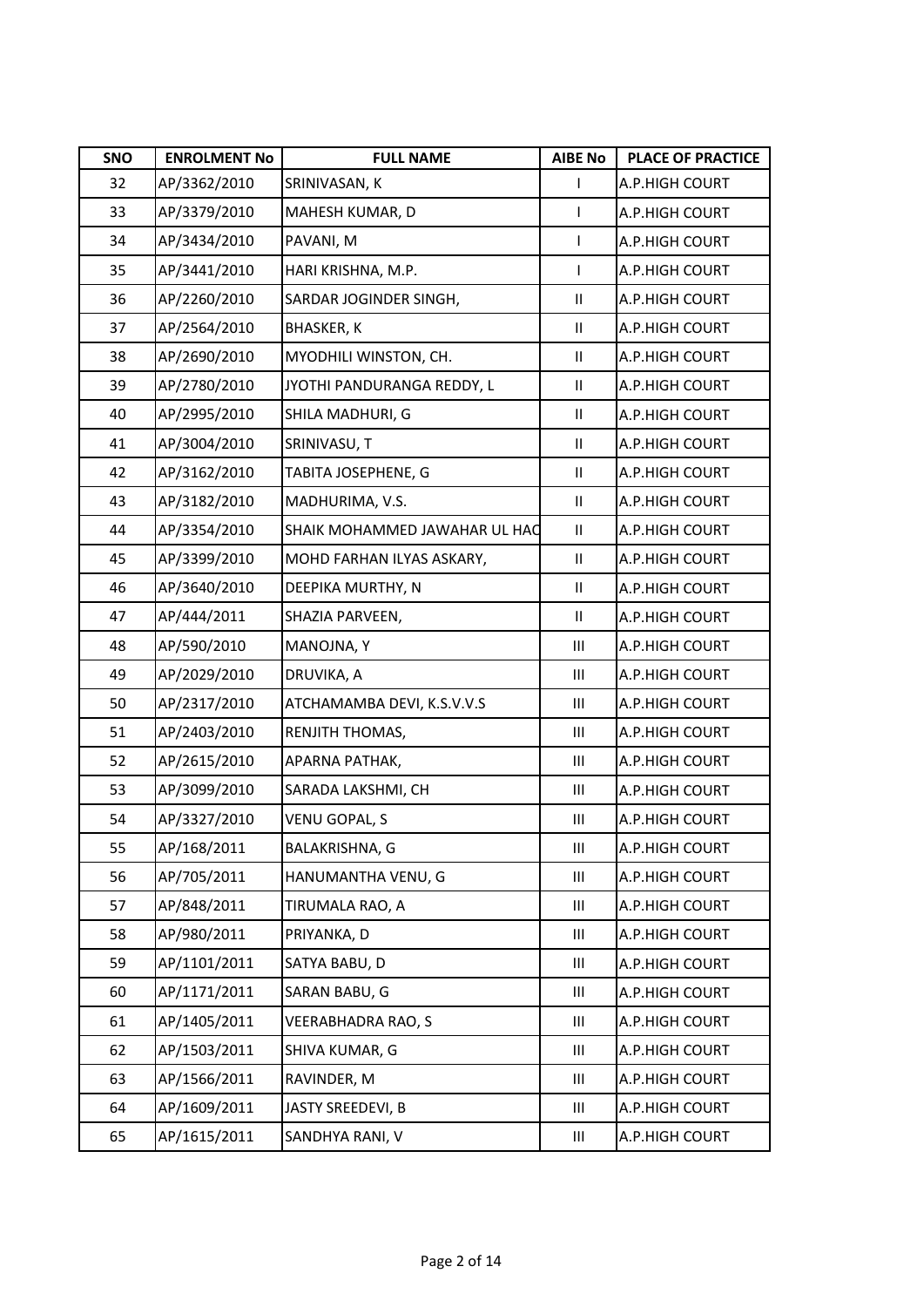| SNO | ENROLMENT No | FULL NAME | AIBE No | PLACE OF PRACTICE |
|---|---|---|---|---|
| 32 | AP/3362/2010 | SRINIVASAN, K | I | A.P.HIGH COURT |
| 33 | AP/3379/2010 | MAHESH KUMAR, D | I | A.P.HIGH COURT |
| 34 | AP/3434/2010 | PAVANI, M | I | A.P.HIGH COURT |
| 35 | AP/3441/2010 | HARI KRISHNA, M.P. | I | A.P.HIGH COURT |
| 36 | AP/2260/2010 | SARDAR JOGINDER SINGH, | II | A.P.HIGH COURT |
| 37 | AP/2564/2010 | BHASKER, K | II | A.P.HIGH COURT |
| 38 | AP/2690/2010 | MYODHILI WINSTON, CH. | II | A.P.HIGH COURT |
| 39 | AP/2780/2010 | JYOTHI PANDURANGA REDDY, L | II | A.P.HIGH COURT |
| 40 | AP/2995/2010 | SHILA MADHURI, G | II | A.P.HIGH COURT |
| 41 | AP/3004/2010 | SRINIVASU, T | II | A.P.HIGH COURT |
| 42 | AP/3162/2010 | TABITA JOSEPHENE, G | II | A.P.HIGH COURT |
| 43 | AP/3182/2010 | MADHURIMA, V.S. | II | A.P.HIGH COURT |
| 44 | AP/3354/2010 | SHAIK MOHAMMED JAWAHAR UL HAQ | II | A.P.HIGH COURT |
| 45 | AP/3399/2010 | MOHD FARHAN ILYAS ASKARY, | II | A.P.HIGH COURT |
| 46 | AP/3640/2010 | DEEPIKA MURTHY, N | II | A.P.HIGH COURT |
| 47 | AP/444/2011 | SHAZIA PARVEEN, | II | A.P.HIGH COURT |
| 48 | AP/590/2010 | MANOJNA, Y | III | A.P.HIGH COURT |
| 49 | AP/2029/2010 | DRUVIKA, A | III | A.P.HIGH COURT |
| 50 | AP/2317/2010 | ATCHAMAMBA DEVI, K.S.V.V.S | III | A.P.HIGH COURT |
| 51 | AP/2403/2010 | RENJITH THOMAS, | III | A.P.HIGH COURT |
| 52 | AP/2615/2010 | APARNA PATHAK, | III | A.P.HIGH COURT |
| 53 | AP/3099/2010 | SARADA LAKSHMI, CH | III | A.P.HIGH COURT |
| 54 | AP/3327/2010 | VENU GOPAL, S | III | A.P.HIGH COURT |
| 55 | AP/168/2011 | BALAKRISHNA, G | III | A.P.HIGH COURT |
| 56 | AP/705/2011 | HANUMANTHA VENU, G | III | A.P.HIGH COURT |
| 57 | AP/848/2011 | TIRUMALA RAO, A | III | A.P.HIGH COURT |
| 58 | AP/980/2011 | PRIYANKA, D | III | A.P.HIGH COURT |
| 59 | AP/1101/2011 | SATYA BABU, D | III | A.P.HIGH COURT |
| 60 | AP/1171/2011 | SARAN BABU, G | III | A.P.HIGH COURT |
| 61 | AP/1405/2011 | VEERABHADRA RAO, S | III | A.P.HIGH COURT |
| 62 | AP/1503/2011 | SHIVA KUMAR, G | III | A.P.HIGH COURT |
| 63 | AP/1566/2011 | RAVINDER, M | III | A.P.HIGH COURT |
| 64 | AP/1609/2011 | JASTY SREEDEVI, B | III | A.P.HIGH COURT |
| 65 | AP/1615/2011 | SANDHYA RANI, V | III | A.P.HIGH COURT |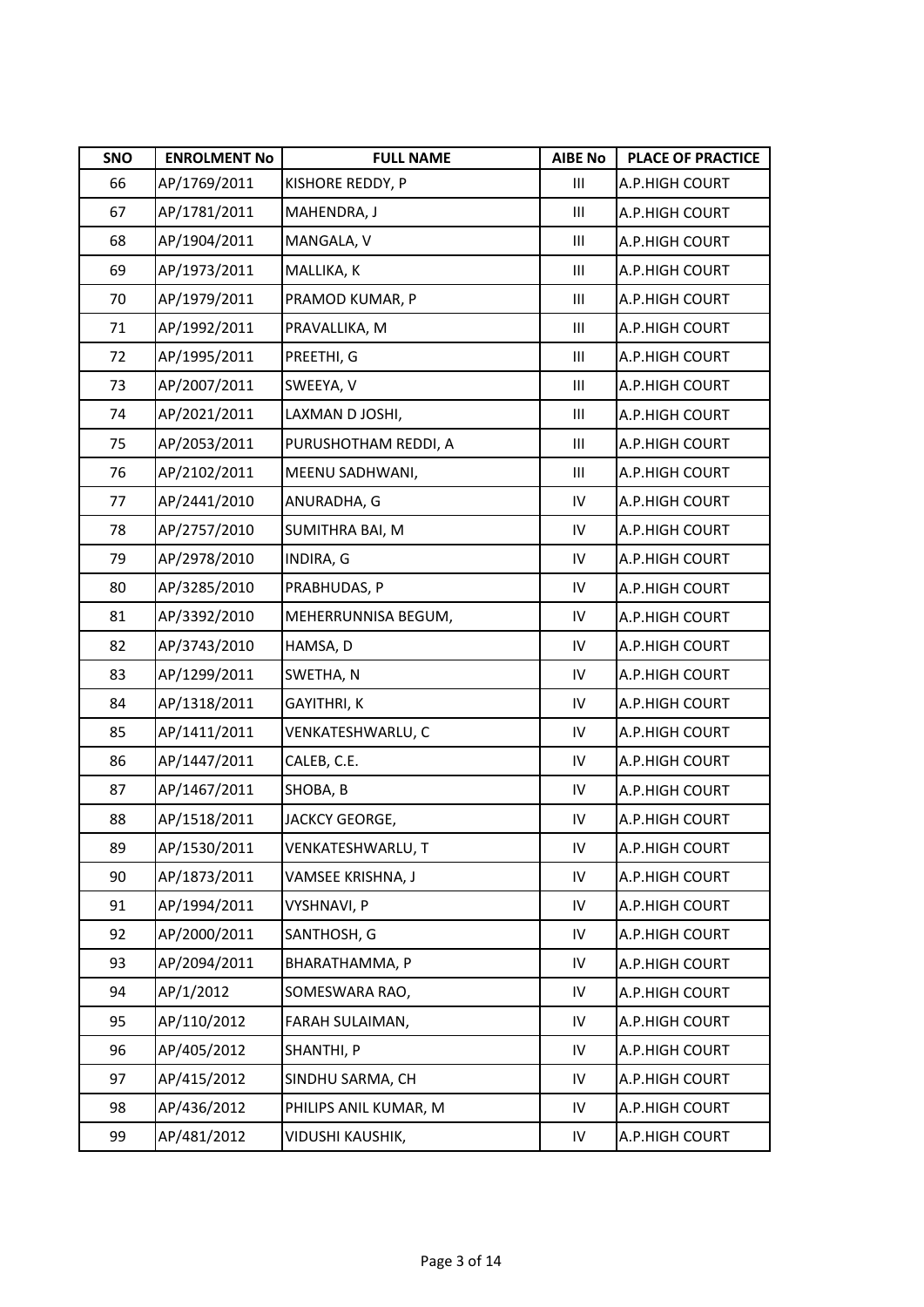| SNO | ENROLMENT No | FULL NAME | AIBE No | PLACE OF PRACTICE |
|---|---|---|---|---|
| 66 | AP/1769/2011 | KISHORE REDDY, P | III | A.P.HIGH COURT |
| 67 | AP/1781/2011 | MAHENDRA, J | III | A.P.HIGH COURT |
| 68 | AP/1904/2011 | MANGALA, V | III | A.P.HIGH COURT |
| 69 | AP/1973/2011 | MALLIKA, K | III | A.P.HIGH COURT |
| 70 | AP/1979/2011 | PRAMOD KUMAR, P | III | A.P.HIGH COURT |
| 71 | AP/1992/2011 | PRAVALLIKA, M | III | A.P.HIGH COURT |
| 72 | AP/1995/2011 | PREETHI, G | III | A.P.HIGH COURT |
| 73 | AP/2007/2011 | SWEEYA, V | III | A.P.HIGH COURT |
| 74 | AP/2021/2011 | LAXMAN D JOSHI, | III | A.P.HIGH COURT |
| 75 | AP/2053/2011 | PURUSHOTHAM REDDI, A | III | A.P.HIGH COURT |
| 76 | AP/2102/2011 | MEENU SADHWANI, | III | A.P.HIGH COURT |
| 77 | AP/2441/2010 | ANURADHA, G | IV | A.P.HIGH COURT |
| 78 | AP/2757/2010 | SUMITHRA BAI, M | IV | A.P.HIGH COURT |
| 79 | AP/2978/2010 | INDIRA, G | IV | A.P.HIGH COURT |
| 80 | AP/3285/2010 | PRABHUDAS, P | IV | A.P.HIGH COURT |
| 81 | AP/3392/2010 | MEHERRUNNISA BEGUM, | IV | A.P.HIGH COURT |
| 82 | AP/3743/2010 | HAMSA, D | IV | A.P.HIGH COURT |
| 83 | AP/1299/2011 | SWETHA, N | IV | A.P.HIGH COURT |
| 84 | AP/1318/2011 | GAYITHRI, K | IV | A.P.HIGH COURT |
| 85 | AP/1411/2011 | VENKATESHWARLU, C | IV | A.P.HIGH COURT |
| 86 | AP/1447/2011 | CALEB, C.E. | IV | A.P.HIGH COURT |
| 87 | AP/1467/2011 | SHOBA, B | IV | A.P.HIGH COURT |
| 88 | AP/1518/2011 | JACKCY GEORGE, | IV | A.P.HIGH COURT |
| 89 | AP/1530/2011 | VENKATESHWARLU, T | IV | A.P.HIGH COURT |
| 90 | AP/1873/2011 | VAMSEE KRISHNA, J | IV | A.P.HIGH COURT |
| 91 | AP/1994/2011 | VYSHNAVI, P | IV | A.P.HIGH COURT |
| 92 | AP/2000/2011 | SANTHOSH, G | IV | A.P.HIGH COURT |
| 93 | AP/2094/2011 | BHARATHAMMA, P | IV | A.P.HIGH COURT |
| 94 | AP/1/2012 | SOMESWARA RAO, | IV | A.P.HIGH COURT |
| 95 | AP/110/2012 | FARAH SULAIMAN, | IV | A.P.HIGH COURT |
| 96 | AP/405/2012 | SHANTHI, P | IV | A.P.HIGH COURT |
| 97 | AP/415/2012 | SINDHU SARMA, CH | IV | A.P.HIGH COURT |
| 98 | AP/436/2012 | PHILIPS ANIL KUMAR, M | IV | A.P.HIGH COURT |
| 99 | AP/481/2012 | VIDUSHI KAUSHIK, | IV | A.P.HIGH COURT |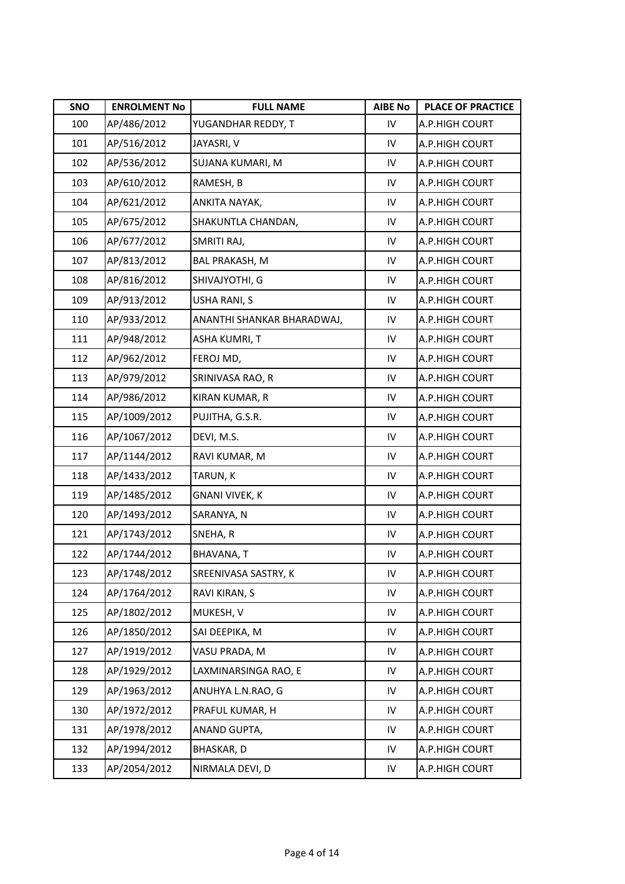| SNO | ENROLMENT No | FULL NAME | AIBE No | PLACE OF PRACTICE |
|---|---|---|---|---|
| 100 | AP/486/2012 | YUGANDHAR REDDY, T | IV | A.P.HIGH COURT |
| 101 | AP/516/2012 | JAYASRI, V | IV | A.P.HIGH COURT |
| 102 | AP/536/2012 | SUJANA KUMARI, M | IV | A.P.HIGH COURT |
| 103 | AP/610/2012 | RAMESH, B | IV | A.P.HIGH COURT |
| 104 | AP/621/2012 | ANKITA NAYAK, | IV | A.P.HIGH COURT |
| 105 | AP/675/2012 | SHAKUNTLA CHANDAN, | IV | A.P.HIGH COURT |
| 106 | AP/677/2012 | SMRITI RAJ, | IV | A.P.HIGH COURT |
| 107 | AP/813/2012 | BAL PRAKASH, M | IV | A.P.HIGH COURT |
| 108 | AP/816/2012 | SHIVAJYOTHI, G | IV | A.P.HIGH COURT |
| 109 | AP/913/2012 | USHA RANI, S | IV | A.P.HIGH COURT |
| 110 | AP/933/2012 | ANANTHI SHANKAR BHARADWAJ, | IV | A.P.HIGH COURT |
| 111 | AP/948/2012 | ASHA KUMRI, T | IV | A.P.HIGH COURT |
| 112 | AP/962/2012 | FEROJ MD, | IV | A.P.HIGH COURT |
| 113 | AP/979/2012 | SRINIVASA RAO, R | IV | A.P.HIGH COURT |
| 114 | AP/986/2012 | KIRAN KUMAR, R | IV | A.P.HIGH COURT |
| 115 | AP/1009/2012 | PUJITHA, G.S.R. | IV | A.P.HIGH COURT |
| 116 | AP/1067/2012 | DEVI, M.S. | IV | A.P.HIGH COURT |
| 117 | AP/1144/2012 | RAVI KUMAR, M | IV | A.P.HIGH COURT |
| 118 | AP/1433/2012 | TARUN, K | IV | A.P.HIGH COURT |
| 119 | AP/1485/2012 | GNANI VIVEK, K | IV | A.P.HIGH COURT |
| 120 | AP/1493/2012 | SARANYA, N | IV | A.P.HIGH COURT |
| 121 | AP/1743/2012 | SNEHA, R | IV | A.P.HIGH COURT |
| 122 | AP/1744/2012 | BHAVANA, T | IV | A.P.HIGH COURT |
| 123 | AP/1748/2012 | SREENIVASA SASTRY, K | IV | A.P.HIGH COURT |
| 124 | AP/1764/2012 | RAVI KIRAN, S | IV | A.P.HIGH COURT |
| 125 | AP/1802/2012 | MUKESH, V | IV | A.P.HIGH COURT |
| 126 | AP/1850/2012 | SAI DEEPIKA, M | IV | A.P.HIGH COURT |
| 127 | AP/1919/2012 | VASU PRADA, M | IV | A.P.HIGH COURT |
| 128 | AP/1929/2012 | LAXMINARSINGA RAO, E | IV | A.P.HIGH COURT |
| 129 | AP/1963/2012 | ANUHYA L.N.RAO, G | IV | A.P.HIGH COURT |
| 130 | AP/1972/2012 | PRAFUL KUMAR, H | IV | A.P.HIGH COURT |
| 131 | AP/1978/2012 | ANAND GUPTA, | IV | A.P.HIGH COURT |
| 132 | AP/1994/2012 | BHASKAR, D | IV | A.P.HIGH COURT |
| 133 | AP/2054/2012 | NIRMALA DEVI, D | IV | A.P.HIGH COURT |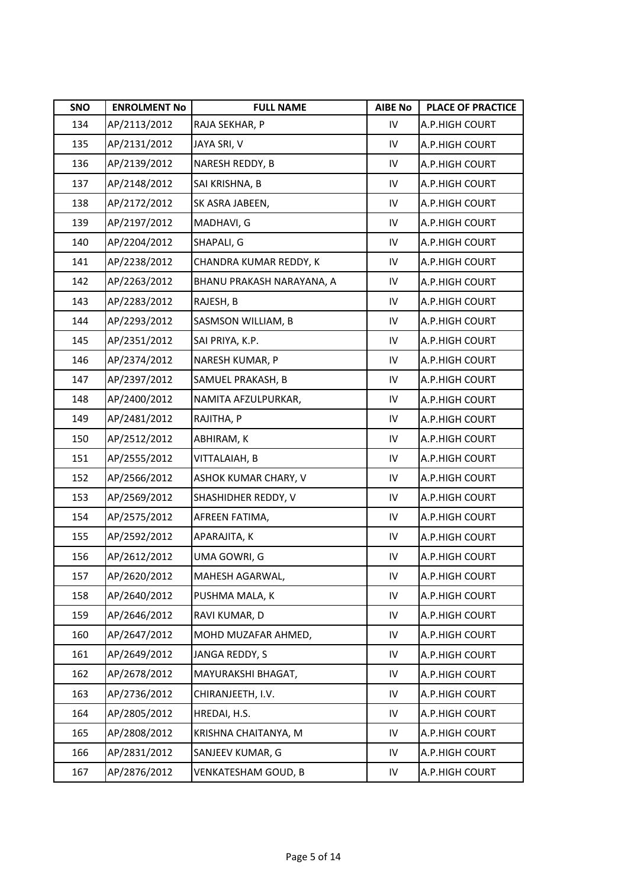| SNO | ENROLMENT No | FULL NAME | AIBE No | PLACE OF PRACTICE |
|---|---|---|---|---|
| 134 | AP/2113/2012 | RAJA SEKHAR, P | IV | A.P.HIGH COURT |
| 135 | AP/2131/2012 | JAYA SRI, V | IV | A.P.HIGH COURT |
| 136 | AP/2139/2012 | NARESH REDDY, B | IV | A.P.HIGH COURT |
| 137 | AP/2148/2012 | SAI KRISHNA, B | IV | A.P.HIGH COURT |
| 138 | AP/2172/2012 | SK ASRA JABEEN, | IV | A.P.HIGH COURT |
| 139 | AP/2197/2012 | MADHAVI, G | IV | A.P.HIGH COURT |
| 140 | AP/2204/2012 | SHAPALI, G | IV | A.P.HIGH COURT |
| 141 | AP/2238/2012 | CHANDRA KUMAR REDDY, K | IV | A.P.HIGH COURT |
| 142 | AP/2263/2012 | BHANU PRAKASH NARAYANA, A | IV | A.P.HIGH COURT |
| 143 | AP/2283/2012 | RAJESH, B | IV | A.P.HIGH COURT |
| 144 | AP/2293/2012 | SASMSON WILLIAM, B | IV | A.P.HIGH COURT |
| 145 | AP/2351/2012 | SAI PRIYA, K.P. | IV | A.P.HIGH COURT |
| 146 | AP/2374/2012 | NARESH KUMAR, P | IV | A.P.HIGH COURT |
| 147 | AP/2397/2012 | SAMUEL PRAKASH, B | IV | A.P.HIGH COURT |
| 148 | AP/2400/2012 | NAMITA AFZULPURKAR, | IV | A.P.HIGH COURT |
| 149 | AP/2481/2012 | RAJITHA, P | IV | A.P.HIGH COURT |
| 150 | AP/2512/2012 | ABHIRAM, K | IV | A.P.HIGH COURT |
| 151 | AP/2555/2012 | VITTALAIAH, B | IV | A.P.HIGH COURT |
| 152 | AP/2566/2012 | ASHOK KUMAR CHARY, V | IV | A.P.HIGH COURT |
| 153 | AP/2569/2012 | SHASHIDHER REDDY, V | IV | A.P.HIGH COURT |
| 154 | AP/2575/2012 | AFREEN FATIMA, | IV | A.P.HIGH COURT |
| 155 | AP/2592/2012 | APARAJITA, K | IV | A.P.HIGH COURT |
| 156 | AP/2612/2012 | UMA GOWRI, G | IV | A.P.HIGH COURT |
| 157 | AP/2620/2012 | MAHESH AGARWAL, | IV | A.P.HIGH COURT |
| 158 | AP/2640/2012 | PUSHMA MALA, K | IV | A.P.HIGH COURT |
| 159 | AP/2646/2012 | RAVI KUMAR, D | IV | A.P.HIGH COURT |
| 160 | AP/2647/2012 | MOHD MUZAFAR AHMED, | IV | A.P.HIGH COURT |
| 161 | AP/2649/2012 | JANGA REDDY, S | IV | A.P.HIGH COURT |
| 162 | AP/2678/2012 | MAYURAKSHI BHAGAT, | IV | A.P.HIGH COURT |
| 163 | AP/2736/2012 | CHIRANJEETH, I.V. | IV | A.P.HIGH COURT |
| 164 | AP/2805/2012 | HREDAI, H.S. | IV | A.P.HIGH COURT |
| 165 | AP/2808/2012 | KRISHNA CHAITANYA, M | IV | A.P.HIGH COURT |
| 166 | AP/2831/2012 | SANJEEV KUMAR, G | IV | A.P.HIGH COURT |
| 167 | AP/2876/2012 | VENKATESHAM GOUD, B | IV | A.P.HIGH COURT |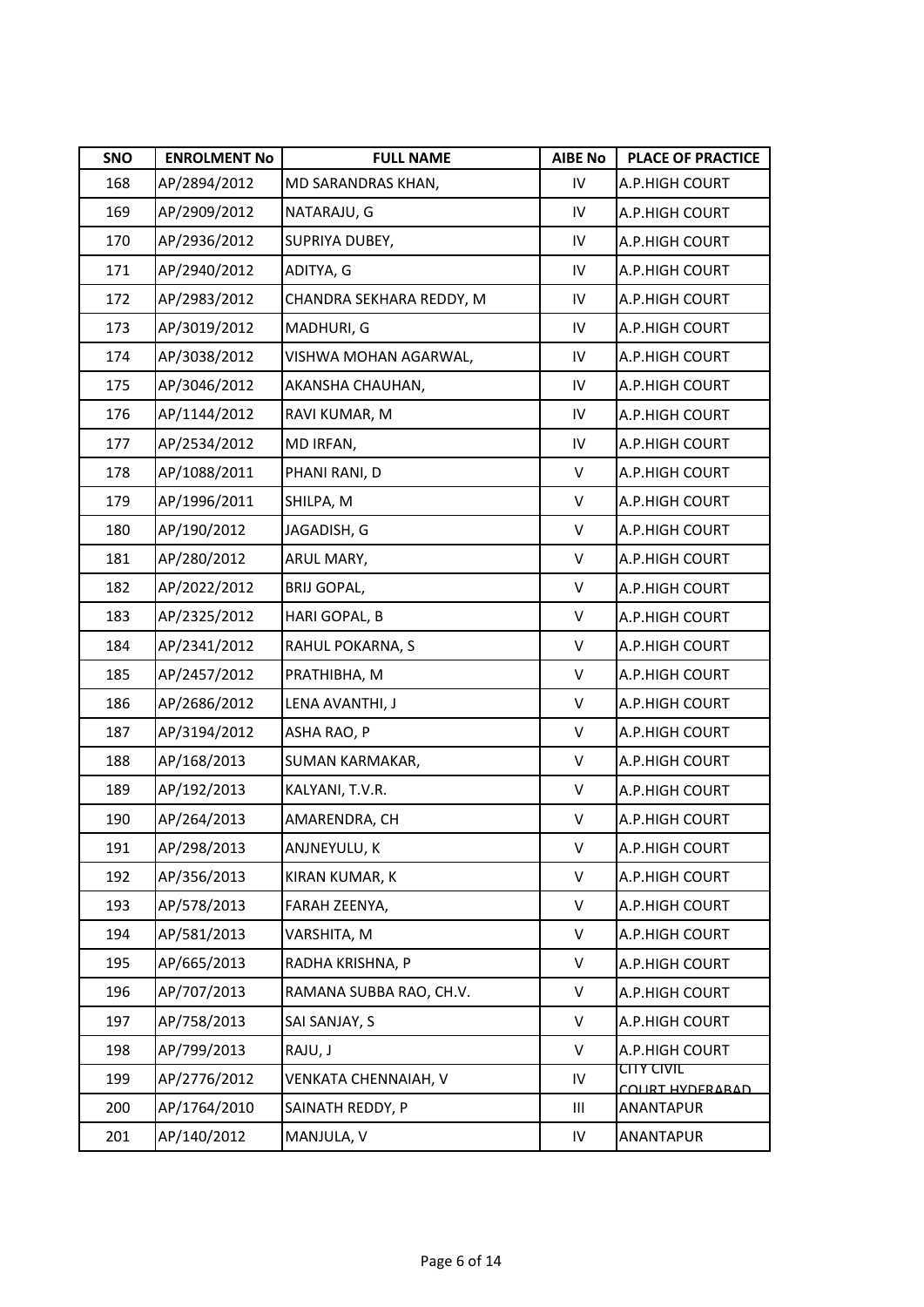| SNO | ENROLMENT No | FULL NAME | AIBE No | PLACE OF PRACTICE |
|---|---|---|---|---|
| 168 | AP/2894/2012 | MD SARANDRAS KHAN, | IV | A.P.HIGH COURT |
| 169 | AP/2909/2012 | NATARAJU, G | IV | A.P.HIGH COURT |
| 170 | AP/2936/2012 | SUPRIYA DUBEY, | IV | A.P.HIGH COURT |
| 171 | AP/2940/2012 | ADITYA, G | IV | A.P.HIGH COURT |
| 172 | AP/2983/2012 | CHANDRA SEKHARA REDDY, M | IV | A.P.HIGH COURT |
| 173 | AP/3019/2012 | MADHURI, G | IV | A.P.HIGH COURT |
| 174 | AP/3038/2012 | VISHWA MOHAN AGARWAL, | IV | A.P.HIGH COURT |
| 175 | AP/3046/2012 | AKANSHA CHAUHAN, | IV | A.P.HIGH COURT |
| 176 | AP/1144/2012 | RAVI KUMAR, M | IV | A.P.HIGH COURT |
| 177 | AP/2534/2012 | MD IRFAN, | IV | A.P.HIGH COURT |
| 178 | AP/1088/2011 | PHANI RANI, D | V | A.P.HIGH COURT |
| 179 | AP/1996/2011 | SHILPA, M | V | A.P.HIGH COURT |
| 180 | AP/190/2012 | JAGADISH, G | V | A.P.HIGH COURT |
| 181 | AP/280/2012 | ARUL MARY, | V | A.P.HIGH COURT |
| 182 | AP/2022/2012 | BRIJ GOPAL, | V | A.P.HIGH COURT |
| 183 | AP/2325/2012 | HARI GOPAL, B | V | A.P.HIGH COURT |
| 184 | AP/2341/2012 | RAHUL POKARNA, S | V | A.P.HIGH COURT |
| 185 | AP/2457/2012 | PRATHIBHA, M | V | A.P.HIGH COURT |
| 186 | AP/2686/2012 | LENA AVANTHI, J | V | A.P.HIGH COURT |
| 187 | AP/3194/2012 | ASHA RAO, P | V | A.P.HIGH COURT |
| 188 | AP/168/2013 | SUMAN KARMAKAR, | V | A.P.HIGH COURT |
| 189 | AP/192/2013 | KALYANI, T.V.R. | V | A.P.HIGH COURT |
| 190 | AP/264/2013 | AMARENDRA, CH | V | A.P.HIGH COURT |
| 191 | AP/298/2013 | ANJNEYULU, K | V | A.P.HIGH COURT |
| 192 | AP/356/2013 | KIRAN KUMAR, K | V | A.P.HIGH COURT |
| 193 | AP/578/2013 | FARAH ZEENYA, | V | A.P.HIGH COURT |
| 194 | AP/581/2013 | VARSHITA, M | V | A.P.HIGH COURT |
| 195 | AP/665/2013 | RADHA KRISHNA, P | V | A.P.HIGH COURT |
| 196 | AP/707/2013 | RAMANA SUBBA RAO, CH.V. | V | A.P.HIGH COURT |
| 197 | AP/758/2013 | SAI SANJAY, S | V | A.P.HIGH COURT |
| 198 | AP/799/2013 | RAJU, J | V | A.P.HIGH COURT |
| 199 | AP/2776/2012 | VENKATA CHENNAIAH, V | IV | CITY CIVIL COURT HYDERABAD |
| 200 | AP/1764/2010 | SAINATH REDDY, P | III | ANANTAPUR |
| 201 | AP/140/2012 | MANJULA, V | IV | ANANTAPUR |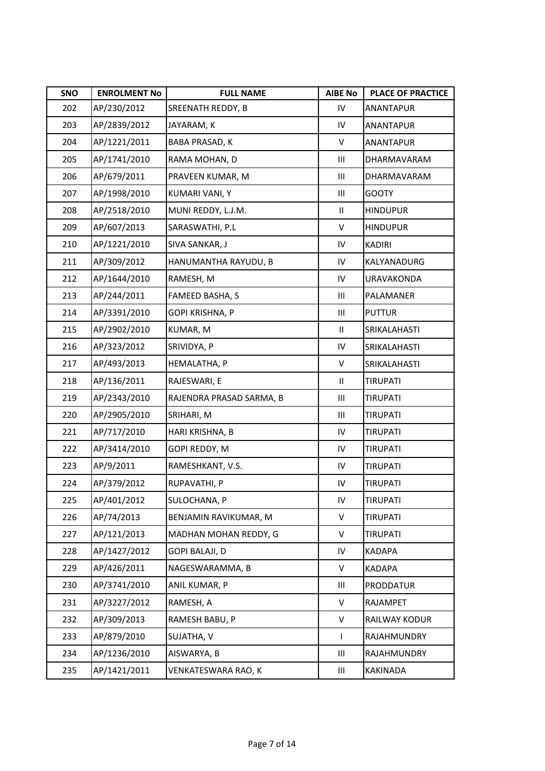| SNO | ENROLMENT No | FULL NAME | AIBE No | PLACE OF PRACTICE |
|---|---|---|---|---|
| 202 | AP/230/2012 | SREENATH REDDY, B | IV | ANANTAPUR |
| 203 | AP/2839/2012 | JAYARAM, K | IV | ANANTAPUR |
| 204 | AP/1221/2011 | BABA PRASAD, K | V | ANANTAPUR |
| 205 | AP/1741/2010 | RAMA MOHAN, D | III | DHARMAVARAM |
| 206 | AP/679/2011 | PRAVEEN KUMAR, M | III | DHARMAVARAM |
| 207 | AP/1998/2010 | KUMARI VANI, Y | III | GOOTY |
| 208 | AP/2518/2010 | MUNI REDDY, L.J.M. | II | HINDUPUR |
| 209 | AP/607/2013 | SARASWATHI, P.L | V | HINDUPUR |
| 210 | AP/1221/2010 | SIVA SANKAR, J | IV | KADIRI |
| 211 | AP/309/2012 | HANUMANTHA RAYUDU, B | IV | KALYANADURG |
| 212 | AP/1644/2010 | RAMESH, M | IV | URAVAKONDA |
| 213 | AP/244/2011 | FAMEED BASHA, S | III | PALAMANER |
| 214 | AP/3391/2010 | GOPI KRISHNA, P | III | PUTTUR |
| 215 | AP/2902/2010 | KUMAR, M | II | SRIKALAHASTI |
| 216 | AP/323/2012 | SRIVIDYA, P | IV | SRIKALAHASTI |
| 217 | AP/493/2013 | HEMALATHA, P | V | SRIKALAHASTI |
| 218 | AP/136/2011 | RAJESWARI, E | II | TIRUPATI |
| 219 | AP/2343/2010 | RAJENDRA PRASAD SARMA, B | III | TIRUPATI |
| 220 | AP/2905/2010 | SRIHARI, M | III | TIRUPATI |
| 221 | AP/717/2010 | HARI KRISHNA, B | IV | TIRUPATI |
| 222 | AP/3414/2010 | GOPI REDDY, M | IV | TIRUPATI |
| 223 | AP/9/2011 | RAMESHKANT, V.S. | IV | TIRUPATI |
| 224 | AP/379/2012 | RUPAVATHI, P | IV | TIRUPATI |
| 225 | AP/401/2012 | SULOCHANA, P | IV | TIRUPATI |
| 226 | AP/74/2013 | BENJAMIN RAVIKUMAR, M | V | TIRUPATI |
| 227 | AP/121/2013 | MADHAN MOHAN REDDY, G | V | TIRUPATI |
| 228 | AP/1427/2012 | GOPI BALAJI, D | IV | KADAPA |
| 229 | AP/426/2011 | NAGESWARAMMA, B | V | KADAPA |
| 230 | AP/3741/2010 | ANIL KUMAR, P | III | PRODDATUR |
| 231 | AP/3227/2012 | RAMESH, A | V | RAJAMPET |
| 232 | AP/309/2013 | RAMESH BABU, P | V | RAILWAY KODUR |
| 233 | AP/879/2010 | SUJATHA, V | I | RAJAHMUNDRY |
| 234 | AP/1236/2010 | AISWARYA, B | III | RAJAHMUNDRY |
| 235 | AP/1421/2011 | VENKATESWARA RAO, K | III | KAKINADA |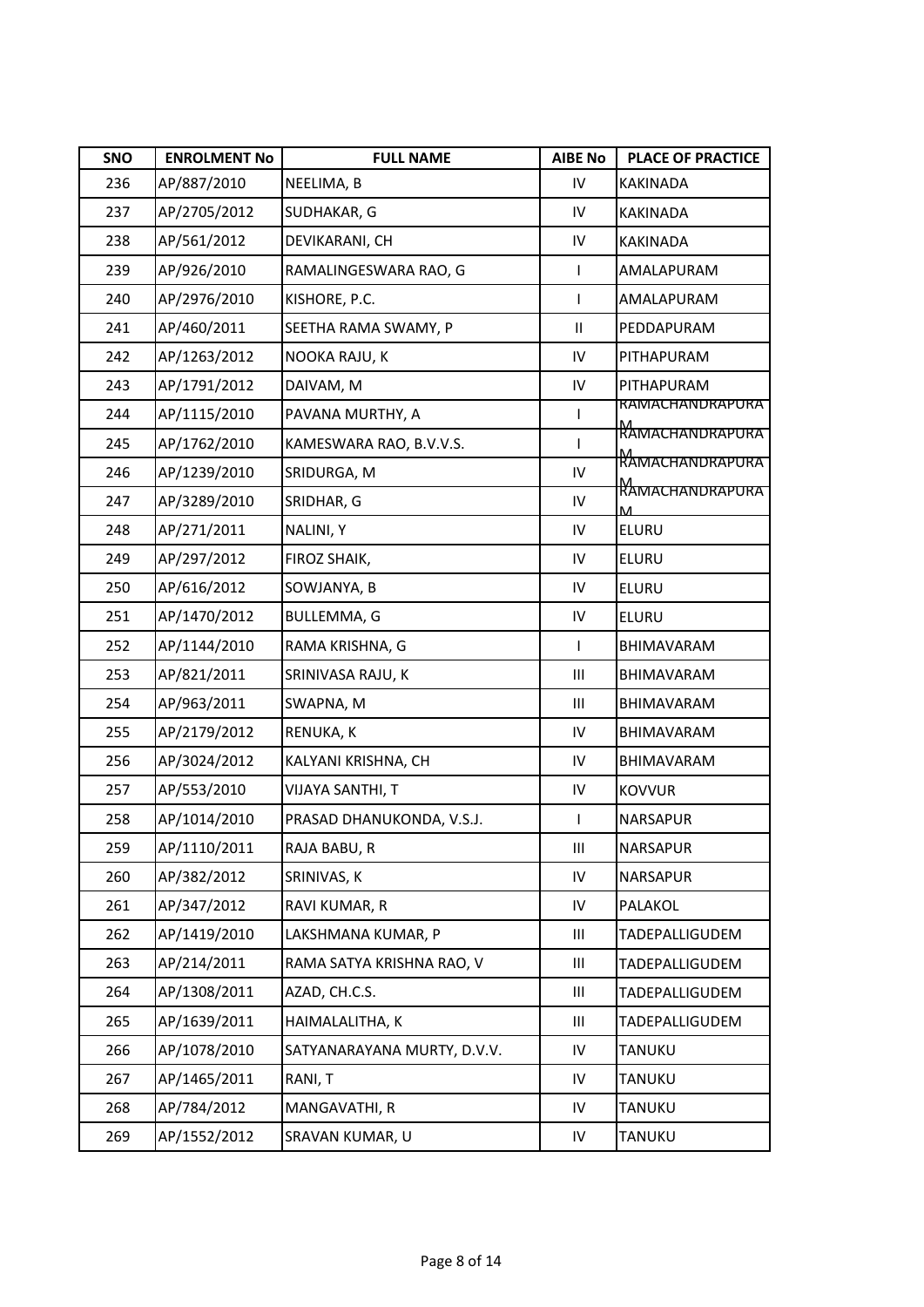| SNO | ENROLMENT No | FULL NAME | AIBE No | PLACE OF PRACTICE |
|---|---|---|---|---|
| 236 | AP/887/2010 | NEELIMA, B | IV | KAKINADA |
| 237 | AP/2705/2012 | SUDHAKAR, G | IV | KAKINADA |
| 238 | AP/561/2012 | DEVIKARANI, CH | IV | KAKINADA |
| 239 | AP/926/2010 | RAMALINGESWARA RAO, G | I | AMALAPURAM |
| 240 | AP/2976/2010 | KISHORE, P.C. | I | AMALAPURAM |
| 241 | AP/460/2011 | SEETHA RAMA SWAMY, P | II | PEDDAPURAM |
| 242 | AP/1263/2012 | NOOKA RAJU, K | IV | PITHAPURAM |
| 243 | AP/1791/2012 | DAIVAM, M | IV | PITHAPURAM |
| 244 | AP/1115/2010 | PAVANA MURTHY, A | I | RAMACHANDRAPURAM |
| 245 | AP/1762/2010 | KAMESWARA RAO, B.V.V.S. | I | RAMACHANDRAPURAM |
| 246 | AP/1239/2010 | SRIDURGA, M | IV | RAMACHANDRAPURAM |
| 247 | AP/3289/2010 | SRIDHAR, G | IV | RAMACHANDRAPURAM |
| 248 | AP/271/2011 | NALINI, Y | IV | ELURU |
| 249 | AP/297/2012 | FIROZ SHAIK, | IV | ELURU |
| 250 | AP/616/2012 | SOWJANYA, B | IV | ELURU |
| 251 | AP/1470/2012 | BULLEMMA, G | IV | ELURU |
| 252 | AP/1144/2010 | RAMA KRISHNA, G | I | BHIMAVARAM |
| 253 | AP/821/2011 | SRINIVASA RAJU, K | III | BHIMAVARAM |
| 254 | AP/963/2011 | SWAPNA, M | III | BHIMAVARAM |
| 255 | AP/2179/2012 | RENUKA, K | IV | BHIMAVARAM |
| 256 | AP/3024/2012 | KALYANI KRISHNA, CH | IV | BHIMAVARAM |
| 257 | AP/553/2010 | VIJAYA SANTHI, T | IV | KOVVUR |
| 258 | AP/1014/2010 | PRASAD DHANUKONDA, V.S.J. | I | NARSAPUR |
| 259 | AP/1110/2011 | RAJA BABU, R | III | NARSAPUR |
| 260 | AP/382/2012 | SRINIVAS, K | IV | NARSAPUR |
| 261 | AP/347/2012 | RAVI KUMAR, R | IV | PALAKOL |
| 262 | AP/1419/2010 | LAKSHMANA KUMAR, P | III | TADEPALLIGUDEM |
| 263 | AP/214/2011 | RAMA SATYA KRISHNA RAO, V | III | TADEPALLIGUDEM |
| 264 | AP/1308/2011 | AZAD, CH.C.S. | III | TADEPALLIGUDEM |
| 265 | AP/1639/2011 | HAIMALALITHA, K | III | TADEPALLIGUDEM |
| 266 | AP/1078/2010 | SATYANARAYANA MURTY, D.V.V. | IV | TANUKU |
| 267 | AP/1465/2011 | RANI, T | IV | TANUKU |
| 268 | AP/784/2012 | MANGAVATHI, R | IV | TANUKU |
| 269 | AP/1552/2012 | SRAVAN KUMAR, U | IV | TANUKU |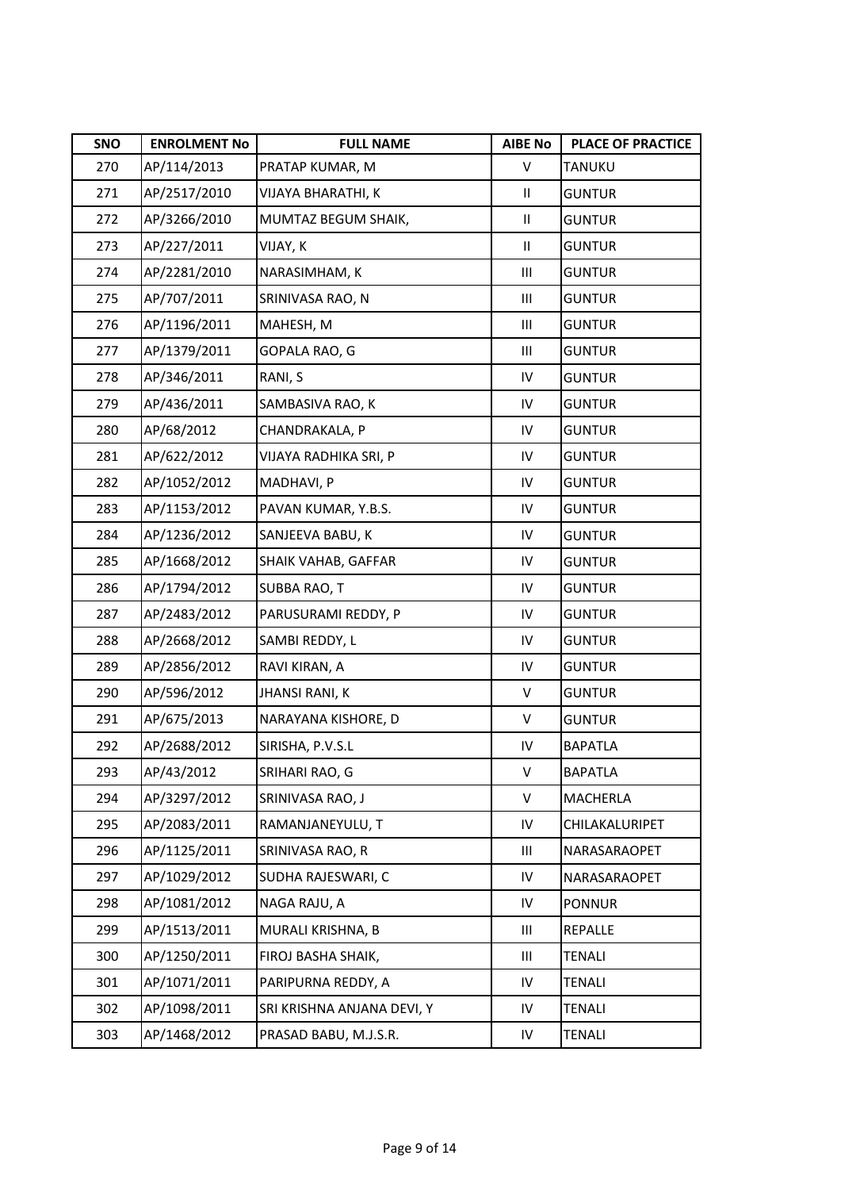| SNO | ENROLMENT No | FULL NAME | AIBE No | PLACE OF PRACTICE |
|---|---|---|---|---|
| 270 | AP/114/2013 | PRATAP KUMAR, M | V | TANUKU |
| 271 | AP/2517/2010 | VIJAYA BHARATHI, K | II | GUNTUR |
| 272 | AP/3266/2010 | MUMTAZ BEGUM SHAIK, | II | GUNTUR |
| 273 | AP/227/2011 | VIJAY, K | II | GUNTUR |
| 274 | AP/2281/2010 | NARASIMHAM, K | III | GUNTUR |
| 275 | AP/707/2011 | SRINIVASA RAO, N | III | GUNTUR |
| 276 | AP/1196/2011 | MAHESH, M | III | GUNTUR |
| 277 | AP/1379/2011 | GOPALA RAO, G | III | GUNTUR |
| 278 | AP/346/2011 | RANI, S | IV | GUNTUR |
| 279 | AP/436/2011 | SAMBASIVA RAO, K | IV | GUNTUR |
| 280 | AP/68/2012 | CHANDRAKALA, P | IV | GUNTUR |
| 281 | AP/622/2012 | VIJAYA RADHIKA SRI, P | IV | GUNTUR |
| 282 | AP/1052/2012 | MADHAVI, P | IV | GUNTUR |
| 283 | AP/1153/2012 | PAVAN KUMAR, Y.B.S. | IV | GUNTUR |
| 284 | AP/1236/2012 | SANJEEVA BABU, K | IV | GUNTUR |
| 285 | AP/1668/2012 | SHAIK VAHAB, GAFFAR | IV | GUNTUR |
| 286 | AP/1794/2012 | SUBBA RAO, T | IV | GUNTUR |
| 287 | AP/2483/2012 | PARUSURAMI REDDY, P | IV | GUNTUR |
| 288 | AP/2668/2012 | SAMBI REDDY, L | IV | GUNTUR |
| 289 | AP/2856/2012 | RAVI KIRAN, A | IV | GUNTUR |
| 290 | AP/596/2012 | JHANSI RANI, K | V | GUNTUR |
| 291 | AP/675/2013 | NARAYANA KISHORE, D | V | GUNTUR |
| 292 | AP/2688/2012 | SIRISHA, P.V.S.L | IV | BAPATLA |
| 293 | AP/43/2012 | SRIHARI RAO, G | V | BAPATLA |
| 294 | AP/3297/2012 | SRINIVASA RAO, J | V | MACHERLA |
| 295 | AP/2083/2011 | RAMANJANEYULU, T | IV | CHILAKALURIPET |
| 296 | AP/1125/2011 | SRINIVASA RAO, R | III | NARASARAOPET |
| 297 | AP/1029/2012 | SUDHA RAJESWARI, C | IV | NARASARAOPET |
| 298 | AP/1081/2012 | NAGA RAJU, A | IV | PONNUR |
| 299 | AP/1513/2011 | MURALI KRISHNA, B | III | REPALLE |
| 300 | AP/1250/2011 | FIROJ BASHA SHAIK, | III | TENALI |
| 301 | AP/1071/2011 | PARIPURNA REDDY, A | IV | TENALI |
| 302 | AP/1098/2011 | SRI KRISHNA ANJANA DEVI, Y | IV | TENALI |
| 303 | AP/1468/2012 | PRASAD BABU, M.J.S.R. | IV | TENALI |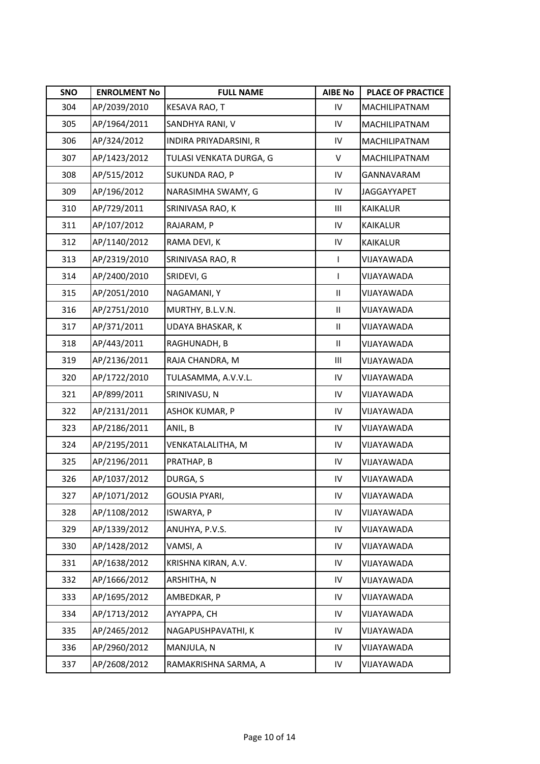| SNO | ENROLMENT No | FULL NAME | AIBE No | PLACE OF PRACTICE |
|---|---|---|---|---|
| 304 | AP/2039/2010 | KESAVA RAO, T | IV | MACHILIPATNAM |
| 305 | AP/1964/2011 | SANDHYA RANI, V | IV | MACHILIPATNAM |
| 306 | AP/324/2012 | INDIRA PRIYADARSINI, R | IV | MACHILIPATNAM |
| 307 | AP/1423/2012 | TULASI VENKATA DURGA, G | V | MACHILIPATNAM |
| 308 | AP/515/2012 | SUKUNDA RAO, P | IV | GANNAVARAM |
| 309 | AP/196/2012 | NARASIMHA SWAMY, G | IV | JAGGAYYAPET |
| 310 | AP/729/2011 | SRINIVASA RAO, K | III | KAIKALUR |
| 311 | AP/107/2012 | RAJARAM, P | IV | KAIKALUR |
| 312 | AP/1140/2012 | RAMA DEVI, K | IV | KAIKALUR |
| 313 | AP/2319/2010 | SRINIVASA RAO, R | I | VIJAYAWADA |
| 314 | AP/2400/2010 | SRIDEVI, G | I | VIJAYAWADA |
| 315 | AP/2051/2010 | NAGAMANI, Y | II | VIJAYAWADA |
| 316 | AP/2751/2010 | MURTHY, B.L.V.N. | II | VIJAYAWADA |
| 317 | AP/371/2011 | UDAYA BHASKAR, K | II | VIJAYAWADA |
| 318 | AP/443/2011 | RAGHUNADH, B | II | VIJAYAWADA |
| 319 | AP/2136/2011 | RAJA CHANDRA, M | III | VIJAYAWADA |
| 320 | AP/1722/2010 | TULASAMMA, A.V.V.L. | IV | VIJAYAWADA |
| 321 | AP/899/2011 | SRINIVASU, N | IV | VIJAYAWADA |
| 322 | AP/2131/2011 | ASHOK KUMAR, P | IV | VIJAYAWADA |
| 323 | AP/2186/2011 | ANIL, B | IV | VIJAYAWADA |
| 324 | AP/2195/2011 | VENKATALALITHA, M | IV | VIJAYAWADA |
| 325 | AP/2196/2011 | PRATHAP, B | IV | VIJAYAWADA |
| 326 | AP/1037/2012 | DURGA, S | IV | VIJAYAWADA |
| 327 | AP/1071/2012 | GOUSIA PYARI, | IV | VIJAYAWADA |
| 328 | AP/1108/2012 | ISWARYA, P | IV | VIJAYAWADA |
| 329 | AP/1339/2012 | ANUHYA, P.V.S. | IV | VIJAYAWADA |
| 330 | AP/1428/2012 | VAMSI, A | IV | VIJAYAWADA |
| 331 | AP/1638/2012 | KRISHNA KIRAN, A.V. | IV | VIJAYAWADA |
| 332 | AP/1666/2012 | ARSHITHA, N | IV | VIJAYAWADA |
| 333 | AP/1695/2012 | AMBEDKAR, P | IV | VIJAYAWADA |
| 334 | AP/1713/2012 | AYYAPPA, CH | IV | VIJAYAWADA |
| 335 | AP/2465/2012 | NAGAPUSHPAVATHI, K | IV | VIJAYAWADA |
| 336 | AP/2960/2012 | MANJULA, N | IV | VIJAYAWADA |
| 337 | AP/2608/2012 | RAMAKRISHNA SARMA, A | IV | VIJAYAWADA |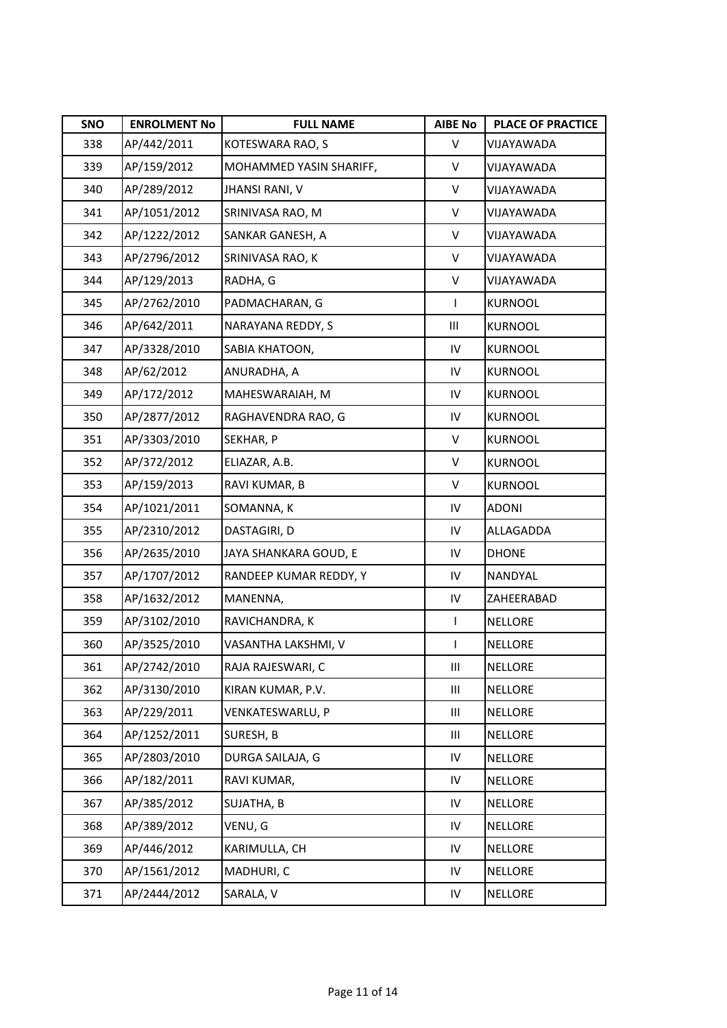| SNO | ENROLMENT No | FULL NAME | AIBE No | PLACE OF PRACTICE |
|---|---|---|---|---|
| 338 | AP/442/2011 | KOTESWARA RAO, S | V | VIJAYAWADA |
| 339 | AP/159/2012 | MOHAMMED YASIN SHARIFF, | V | VIJAYAWADA |
| 340 | AP/289/2012 | JHANSI RANI, V | V | VIJAYAWADA |
| 341 | AP/1051/2012 | SRINIVASA RAO, M | V | VIJAYAWADA |
| 342 | AP/1222/2012 | SANKAR GANESH, A | V | VIJAYAWADA |
| 343 | AP/2796/2012 | SRINIVASA RAO, K | V | VIJAYAWADA |
| 344 | AP/129/2013 | RADHA, G | V | VIJAYAWADA |
| 345 | AP/2762/2010 | PADMACHARAN, G | I | KURNOOL |
| 346 | AP/642/2011 | NARAYANA REDDY, S | III | KURNOOL |
| 347 | AP/3328/2010 | SABIA KHATOON, | IV | KURNOOL |
| 348 | AP/62/2012 | ANURADHA, A | IV | KURNOOL |
| 349 | AP/172/2012 | MAHESWARAIAH, M | IV | KURNOOL |
| 350 | AP/2877/2012 | RAGHAVENDRA RAO, G | IV | KURNOOL |
| 351 | AP/3303/2010 | SEKHAR, P | V | KURNOOL |
| 352 | AP/372/2012 | ELIAZAR, A.B. | V | KURNOOL |
| 353 | AP/159/2013 | RAVI KUMAR, B | V | KURNOOL |
| 354 | AP/1021/2011 | SOMANNA, K | IV | ADONI |
| 355 | AP/2310/2012 | DASTAGIRI, D | IV | ALLAGADDA |
| 356 | AP/2635/2010 | JAYA SHANKARA GOUD, E | IV | DHONE |
| 357 | AP/1707/2012 | RANDEEP KUMAR REDDY, Y | IV | NANDYAL |
| 358 | AP/1632/2012 | MANENNA, | IV | ZAHEERABAD |
| 359 | AP/3102/2010 | RAVICHANDRA, K | I | NELLORE |
| 360 | AP/3525/2010 | VASANTHA LAKSHMI, V | I | NELLORE |
| 361 | AP/2742/2010 | RAJA RAJESWARI, C | III | NELLORE |
| 362 | AP/3130/2010 | KIRAN KUMAR, P.V. | III | NELLORE |
| 363 | AP/229/2011 | VENKATESWARLU, P | III | NELLORE |
| 364 | AP/1252/2011 | SURESH, B | III | NELLORE |
| 365 | AP/2803/2010 | DURGA SAILAJA, G | IV | NELLORE |
| 366 | AP/182/2011 | RAVI KUMAR, | IV | NELLORE |
| 367 | AP/385/2012 | SUJATHA, B | IV | NELLORE |
| 368 | AP/389/2012 | VENU, G | IV | NELLORE |
| 369 | AP/446/2012 | KARIMULLA, CH | IV | NELLORE |
| 370 | AP/1561/2012 | MADHURI, C | IV | NELLORE |
| 371 | AP/2444/2012 | SARALA, V | IV | NELLORE |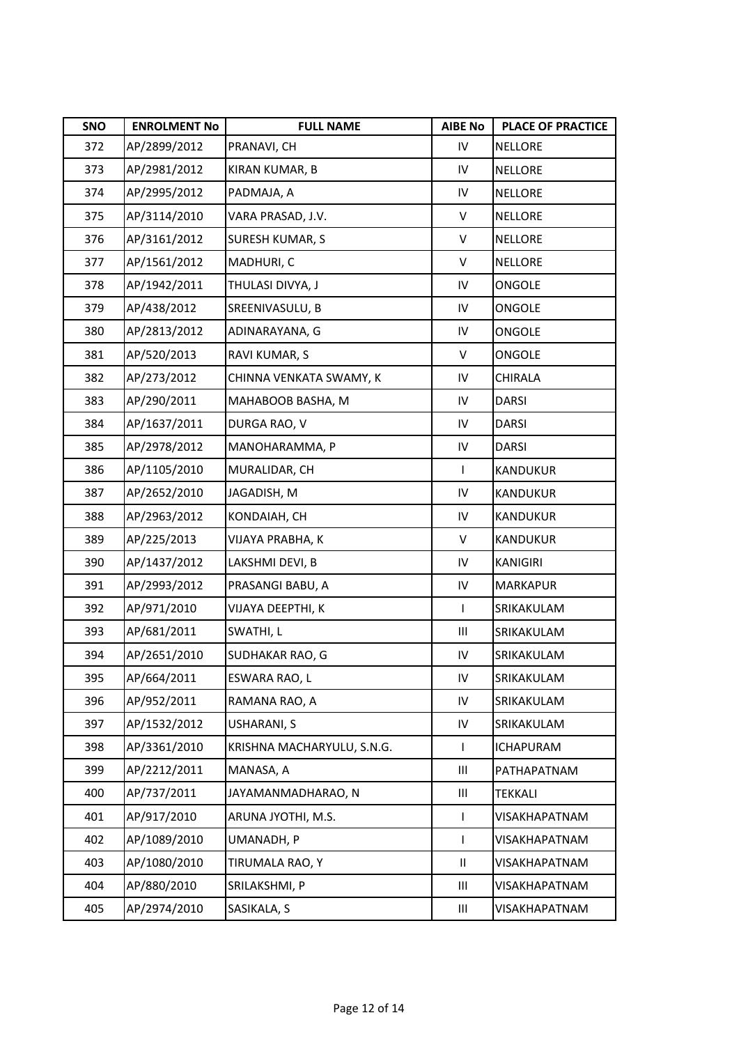| SNO | ENROLMENT No | FULL NAME | AIBE No | PLACE OF PRACTICE |
|---|---|---|---|---|
| 372 | AP/2899/2012 | PRANAVI, CH | IV | NELLORE |
| 373 | AP/2981/2012 | KIRAN KUMAR, B | IV | NELLORE |
| 374 | AP/2995/2012 | PADMAJA, A | IV | NELLORE |
| 375 | AP/3114/2010 | VARA PRASAD, J.V. | V | NELLORE |
| 376 | AP/3161/2012 | SURESH KUMAR, S | V | NELLORE |
| 377 | AP/1561/2012 | MADHURI, C | V | NELLORE |
| 378 | AP/1942/2011 | THULASI DIVYA, J | IV | ONGOLE |
| 379 | AP/438/2012 | SREENIVASULU, B | IV | ONGOLE |
| 380 | AP/2813/2012 | ADINARAYANA, G | IV | ONGOLE |
| 381 | AP/520/2013 | RAVI KUMAR, S | V | ONGOLE |
| 382 | AP/273/2012 | CHINNA VENKATA SWAMY, K | IV | CHIRALA |
| 383 | AP/290/2011 | MAHABOOB BASHA, M | IV | DARSI |
| 384 | AP/1637/2011 | DURGA RAO, V | IV | DARSI |
| 385 | AP/2978/2012 | MANOHARAMMA, P | IV | DARSI |
| 386 | AP/1105/2010 | MURALIDAR, CH | I | KANDUKUR |
| 387 | AP/2652/2010 | JAGADISH, M | IV | KANDUKUR |
| 388 | AP/2963/2012 | KONDAIAH, CH | IV | KANDUKUR |
| 389 | AP/225/2013 | VIJAYA PRABHA, K | V | KANDUKUR |
| 390 | AP/1437/2012 | LAKSHMI DEVI, B | IV | KANIGIRI |
| 391 | AP/2993/2012 | PRASANGI BABU, A | IV | MARKAPUR |
| 392 | AP/971/2010 | VIJAYA DEEPTHI, K | I | SRIKAKULAM |
| 393 | AP/681/2011 | SWATHI, L | III | SRIKAKULAM |
| 394 | AP/2651/2010 | SUDHAKAR RAO, G | IV | SRIKAKULAM |
| 395 | AP/664/2011 | ESWARA RAO, L | IV | SRIKAKULAM |
| 396 | AP/952/2011 | RAMANA RAO, A | IV | SRIKAKULAM |
| 397 | AP/1532/2012 | USHARANI, S | IV | SRIKAKULAM |
| 398 | AP/3361/2010 | KRISHNA MACHARYULU, S.N.G. | I | ICHAPURAM |
| 399 | AP/2212/2011 | MANASA, A | III | PATHAPATNAM |
| 400 | AP/737/2011 | JAYAMANMADHARAO, N | III | TEKKALI |
| 401 | AP/917/2010 | ARUNA JYOTHI, M.S. | I | VISAKHAPATNAM |
| 402 | AP/1089/2010 | UMANADH, P | I | VISAKHAPATNAM |
| 403 | AP/1080/2010 | TIRUMALA RAO, Y | II | VISAKHAPATNAM |
| 404 | AP/880/2010 | SRILAKSHMI, P | III | VISAKHAPATNAM |
| 405 | AP/2974/2010 | SASIKALA, S | III | VISAKHAPATNAM |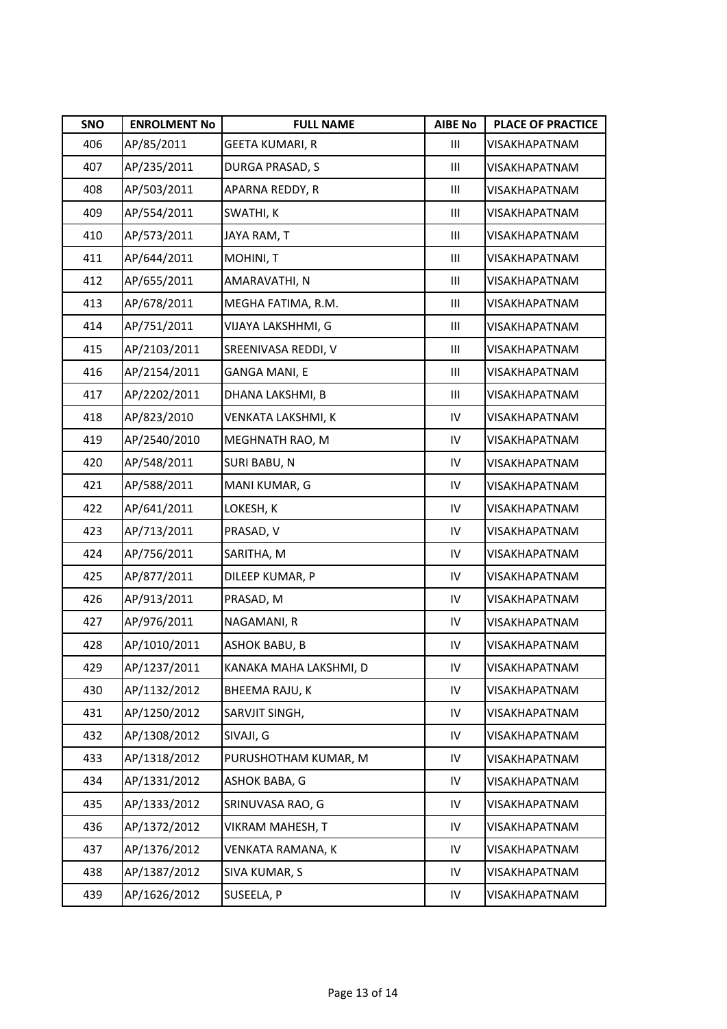| SNO | ENROLMENT No | FULL NAME | AIBE No | PLACE OF PRACTICE |
|---|---|---|---|---|
| 406 | AP/85/2011 | GEETA KUMARI, R | III | VISAKHAPATNAM |
| 407 | AP/235/2011 | DURGA PRASAD, S | III | VISAKHAPATNAM |
| 408 | AP/503/2011 | APARNA REDDY, R | III | VISAKHAPATNAM |
| 409 | AP/554/2011 | SWATHI, K | III | VISAKHAPATNAM |
| 410 | AP/573/2011 | JAYA RAM, T | III | VISAKHAPATNAM |
| 411 | AP/644/2011 | MOHINI, T | III | VISAKHAPATNAM |
| 412 | AP/655/2011 | AMARAVATHI, N | III | VISAKHAPATNAM |
| 413 | AP/678/2011 | MEGHA FATIMA, R.M. | III | VISAKHAPATNAM |
| 414 | AP/751/2011 | VIJAYA LAKSHHMI, G | III | VISAKHAPATNAM |
| 415 | AP/2103/2011 | SREENIVASA REDDI, V | III | VISAKHAPATNAM |
| 416 | AP/2154/2011 | GANGA MANI, E | III | VISAKHAPATNAM |
| 417 | AP/2202/2011 | DHANA LAKSHMI, B | III | VISAKHAPATNAM |
| 418 | AP/823/2010 | VENKATA LAKSHMI, K | IV | VISAKHAPATNAM |
| 419 | AP/2540/2010 | MEGHNATH RAO, M | IV | VISAKHAPATNAM |
| 420 | AP/548/2011 | SURI BABU, N | IV | VISAKHAPATNAM |
| 421 | AP/588/2011 | MANI KUMAR, G | IV | VISAKHAPATNAM |
| 422 | AP/641/2011 | LOKESH, K | IV | VISAKHAPATNAM |
| 423 | AP/713/2011 | PRASAD, V | IV | VISAKHAPATNAM |
| 424 | AP/756/2011 | SARITHA, M | IV | VISAKHAPATNAM |
| 425 | AP/877/2011 | DILEEP KUMAR, P | IV | VISAKHAPATNAM |
| 426 | AP/913/2011 | PRASAD, M | IV | VISAKHAPATNAM |
| 427 | AP/976/2011 | NAGAMANI, R | IV | VISAKHAPATNAM |
| 428 | AP/1010/2011 | ASHOK BABU, B | IV | VISAKHAPATNAM |
| 429 | AP/1237/2011 | KANAKA MAHA LAKSHMI, D | IV | VISAKHAPATNAM |
| 430 | AP/1132/2012 | BHEEMA RAJU, K | IV | VISAKHAPATNAM |
| 431 | AP/1250/2012 | SARVJIT SINGH, | IV | VISAKHAPATNAM |
| 432 | AP/1308/2012 | SIVAJI, G | IV | VISAKHAPATNAM |
| 433 | AP/1318/2012 | PURUSHOTHAM KUMAR, M | IV | VISAKHAPATNAM |
| 434 | AP/1331/2012 | ASHOK BABA, G | IV | VISAKHAPATNAM |
| 435 | AP/1333/2012 | SRINUVASA RAO, G | IV | VISAKHAPATNAM |
| 436 | AP/1372/2012 | VIKRAM MAHESH, T | IV | VISAKHAPATNAM |
| 437 | AP/1376/2012 | VENKATA RAMANA, K | IV | VISAKHAPATNAM |
| 438 | AP/1387/2012 | SIVA KUMAR, S | IV | VISAKHAPATNAM |
| 439 | AP/1626/2012 | SUSEELA, P | IV | VISAKHAPATNAM |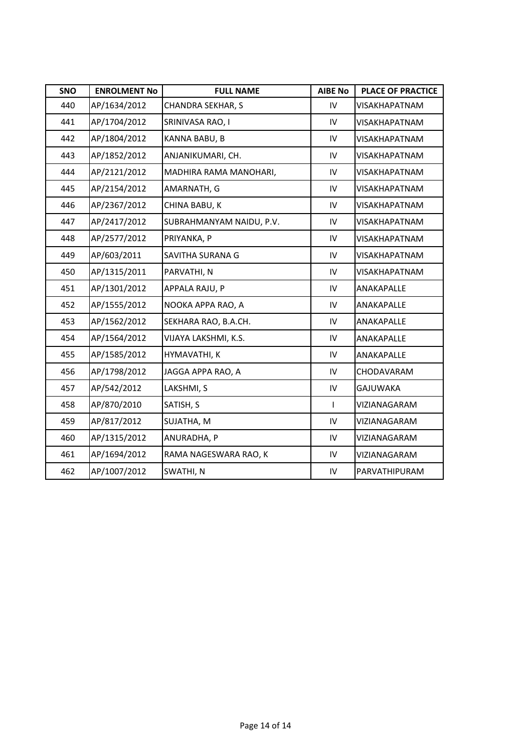| SNO | ENROLMENT No | FULL NAME | AIBE No | PLACE OF PRACTICE |
|---|---|---|---|---|
| 440 | AP/1634/2012 | CHANDRA SEKHAR, S | IV | VISAKHAPATNAM |
| 441 | AP/1704/2012 | SRINIVASA RAO, I | IV | VISAKHAPATNAM |
| 442 | AP/1804/2012 | KANNA BABU, B | IV | VISAKHAPATNAM |
| 443 | AP/1852/2012 | ANJANIKUMARI, CH. | IV | VISAKHAPATNAM |
| 444 | AP/2121/2012 | MADHIRA RAMA MANOHARI, | IV | VISAKHAPATNAM |
| 445 | AP/2154/2012 | AMARNATH, G | IV | VISAKHAPATNAM |
| 446 | AP/2367/2012 | CHINA BABU, K | IV | VISAKHAPATNAM |
| 447 | AP/2417/2012 | SUBRAHMANYAM NAIDU, P.V. | IV | VISAKHAPATNAM |
| 448 | AP/2577/2012 | PRIYANKA, P | IV | VISAKHAPATNAM |
| 449 | AP/603/2011 | SAVITHA SURANA G | IV | VISAKHAPATNAM |
| 450 | AP/1315/2011 | PARVATHI, N | IV | VISAKHAPATNAM |
| 451 | AP/1301/2012 | APPALA RAJU, P | IV | ANAKAPALLE |
| 452 | AP/1555/2012 | NOOKA APPA RAO, A | IV | ANAKAPALLE |
| 453 | AP/1562/2012 | SEKHARA RAO, B.A.CH. | IV | ANAKAPALLE |
| 454 | AP/1564/2012 | VIJAYA LAKSHMI, K.S. | IV | ANAKAPALLE |
| 455 | AP/1585/2012 | HYMAVATHI, K | IV | ANAKAPALLE |
| 456 | AP/1798/2012 | JAGGA APPA RAO, A | IV | CHODAVARAM |
| 457 | AP/542/2012 | LAKSHMI, S | IV | GAJUWAKA |
| 458 | AP/870/2010 | SATISH, S | I | VIZIANAGARAM |
| 459 | AP/817/2012 | SUJATHA, M | IV | VIZIANAGARAM |
| 460 | AP/1315/2012 | ANURADHA, P | IV | VIZIANAGARAM |
| 461 | AP/1694/2012 | RAMA NAGESWARA RAO, K | IV | VIZIANAGARAM |
| 462 | AP/1007/2012 | SWATHI, N | IV | PARVATHIPURAM |